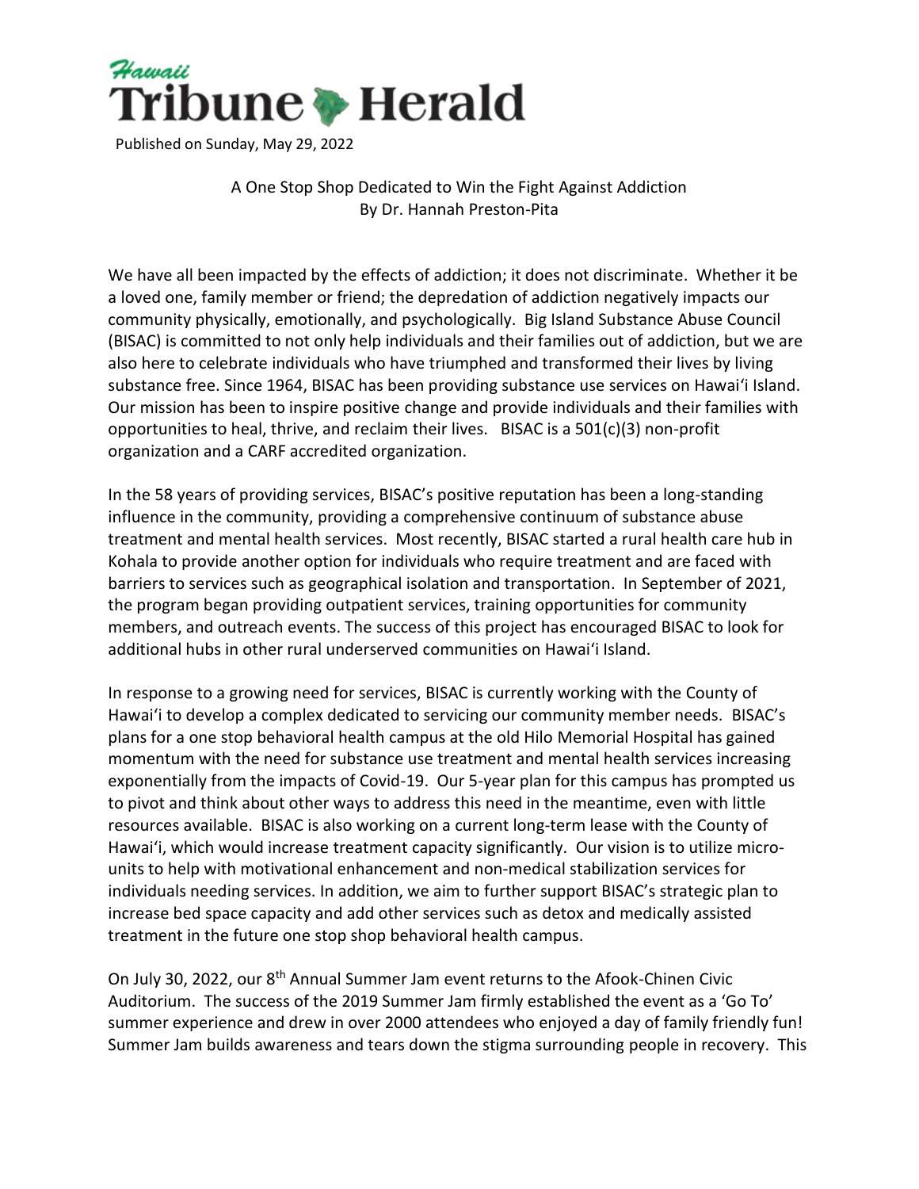# Hawaii Tribune Herald

Published on Sunday, May 29, 2022

A One Stop Shop Dedicated to Win the Fight Against Addiction
By Dr. Hannah Preston-Pita

We have all been impacted by the effects of addiction; it does not discriminate. Whether it be a loved one, family member or friend; the depredation of addiction negatively impacts our community physically, emotionally, and psychologically. Big Island Substance Abuse Council (BISAC) is committed to not only help individuals and their families out of addiction, but we are also here to celebrate individuals who have triumphed and transformed their lives by living substance free. Since 1964, BISAC has been providing substance use services on Hawaiʻi Island. Our mission has been to inspire positive change and provide individuals and their families with opportunities to heal, thrive, and reclaim their lives. BISAC is a 501(c)(3) non-profit organization and a CARF accredited organization.

In the 58 years of providing services, BISAC's positive reputation has been a long-standing influence in the community, providing a comprehensive continuum of substance abuse treatment and mental health services. Most recently, BISAC started a rural health care hub in Kohala to provide another option for individuals who require treatment and are faced with barriers to services such as geographical isolation and transportation. In September of 2021, the program began providing outpatient services, training opportunities for community members, and outreach events. The success of this project has encouraged BISAC to look for additional hubs in other rural underserved communities on Hawaiʻi Island.

In response to a growing need for services, BISAC is currently working with the County of Hawaiʻi to develop a complex dedicated to servicing our community member needs. BISAC's plans for a one stop behavioral health campus at the old Hilo Memorial Hospital has gained momentum with the need for substance use treatment and mental health services increasing exponentially from the impacts of Covid-19. Our 5-year plan for this campus has prompted us to pivot and think about other ways to address this need in the meantime, even with little resources available. BISAC is also working on a current long-term lease with the County of Hawaiʻi, which would increase treatment capacity significantly. Our vision is to utilize micro-units to help with motivational enhancement and non-medical stabilization services for individuals needing services. In addition, we aim to further support BISAC's strategic plan to increase bed space capacity and add other services such as detox and medically assisted treatment in the future one stop shop behavioral health campus.

On July 30, 2022, our 8th Annual Summer Jam event returns to the Afook-Chinen Civic Auditorium. The success of the 2019 Summer Jam firmly established the event as a 'Go To' summer experience and drew in over 2000 attendees who enjoyed a day of family friendly fun! Summer Jam builds awareness and tears down the stigma surrounding people in recovery. This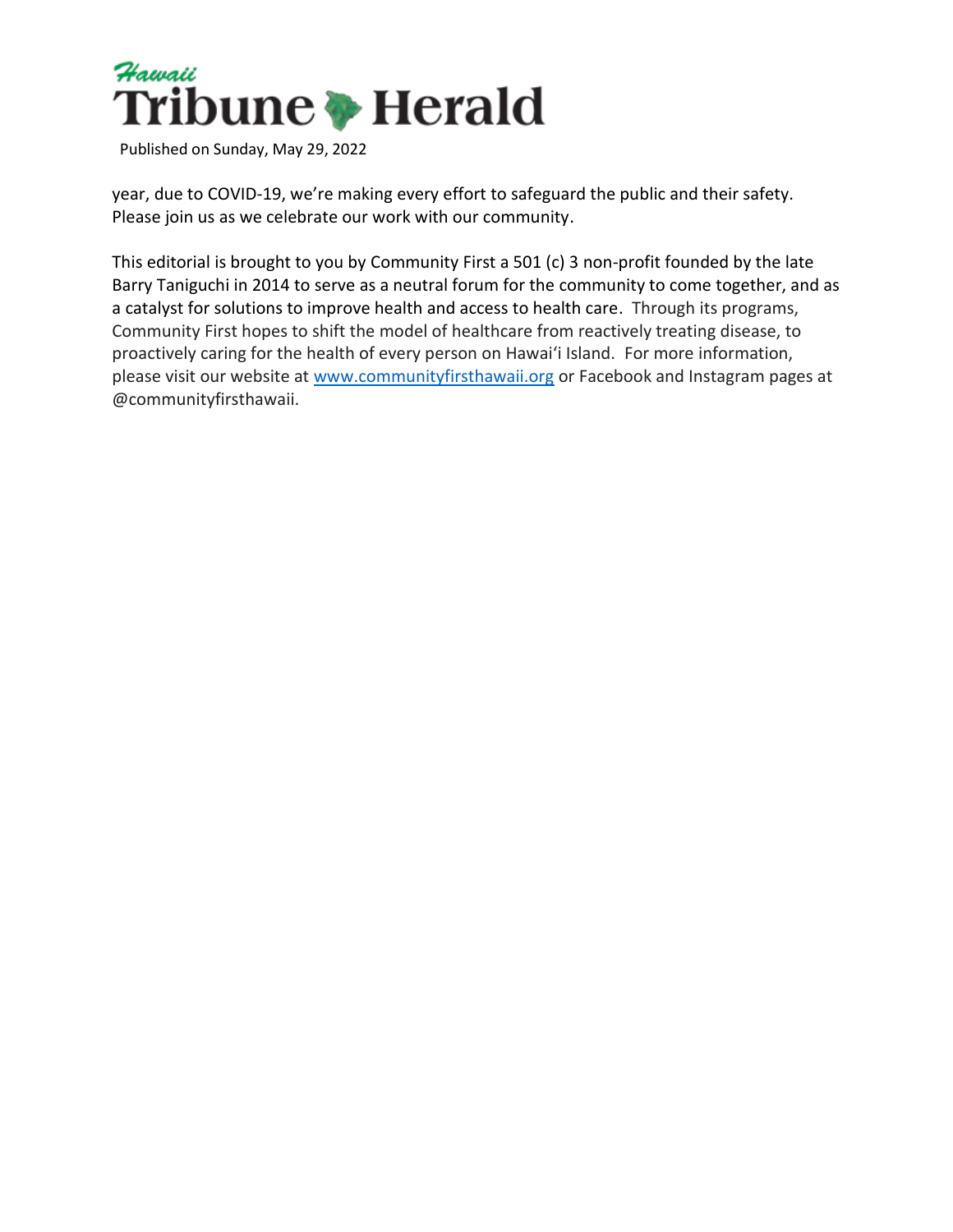year, due to COVID-19, we're making every effort to safeguard the public and their safety. Please join us as we celebrate our work with our community.

This editorial is brought to you by Community First a 501 (c) 3 non-profit founded by the late Barry Taniguchi in 2014 to serve as a neutral forum for the community to come together, and as a catalyst for solutions to improve health and access to health care. Through its programs, Community First hopes to shift the model of healthcare from reactively treating disease, to proactively caring for the health of every person on Hawai'i Island. For more information, please visit our website at www.communityfirsthawaii.org or Facebook and Instagram pages at @communityfirsthawaii.